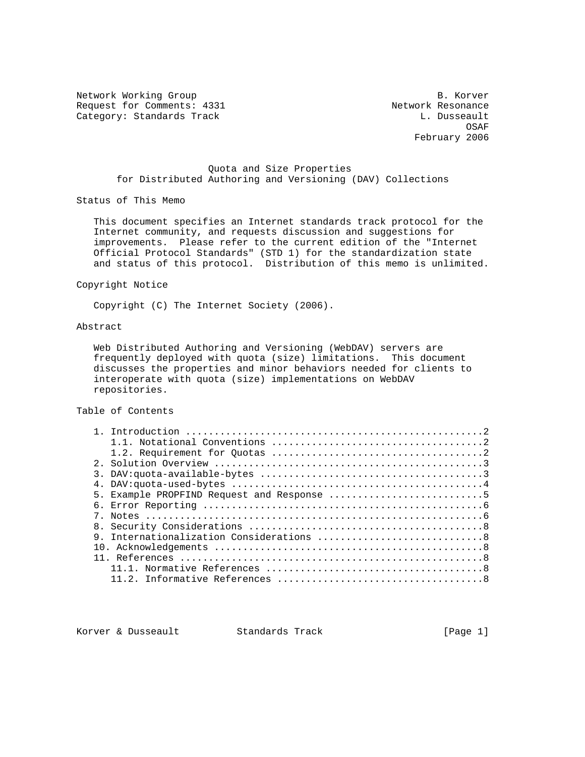Network Working Group                                          B. Korver
Request for Comments: 4331                             Network Resonance
Category: Standards Track                                   L. Dusseault
                                                                    OSAF
                                                           February 2006

# Quota and Size Properties for Distributed Authoring and Versioning (DAV) Collections

## Status of This Memo

This document specifies an Internet standards track protocol for the Internet community, and requests discussion and suggestions for improvements. Please refer to the current edition of the "Internet Official Protocol Standards" (STD 1) for the standardization state and status of this protocol. Distribution of this memo is unlimited.

## Copyright Notice

Copyright (C) The Internet Society (2006).

## Abstract

Web Distributed Authoring and Versioning (WebDAV) servers are frequently deployed with quota (size) limitations. This document discusses the properties and minor behaviors needed for clients to interoperate with quota (size) implementations on WebDAV repositories.

## Table of Contents

1. Introduction ....................................................2
   1.1. Notational Conventions .....................................2
   1.2. Requirement for Quotas .....................................2
2. Solution Overview ...............................................3
3. DAV:quota-available-bytes .......................................3
4. DAV:quota-used-bytes ............................................4
5. Example PROPFIND Request and Response ...........................5
6. Error Reporting .................................................6
7. Notes ...........................................................6
8. Security Considerations .........................................8
9. Internationalization Considerations .............................8
10. Acknowledgements ...............................................8
11. References .....................................................8
   11.1. Normative References ......................................8
   11.2. Informative References ....................................8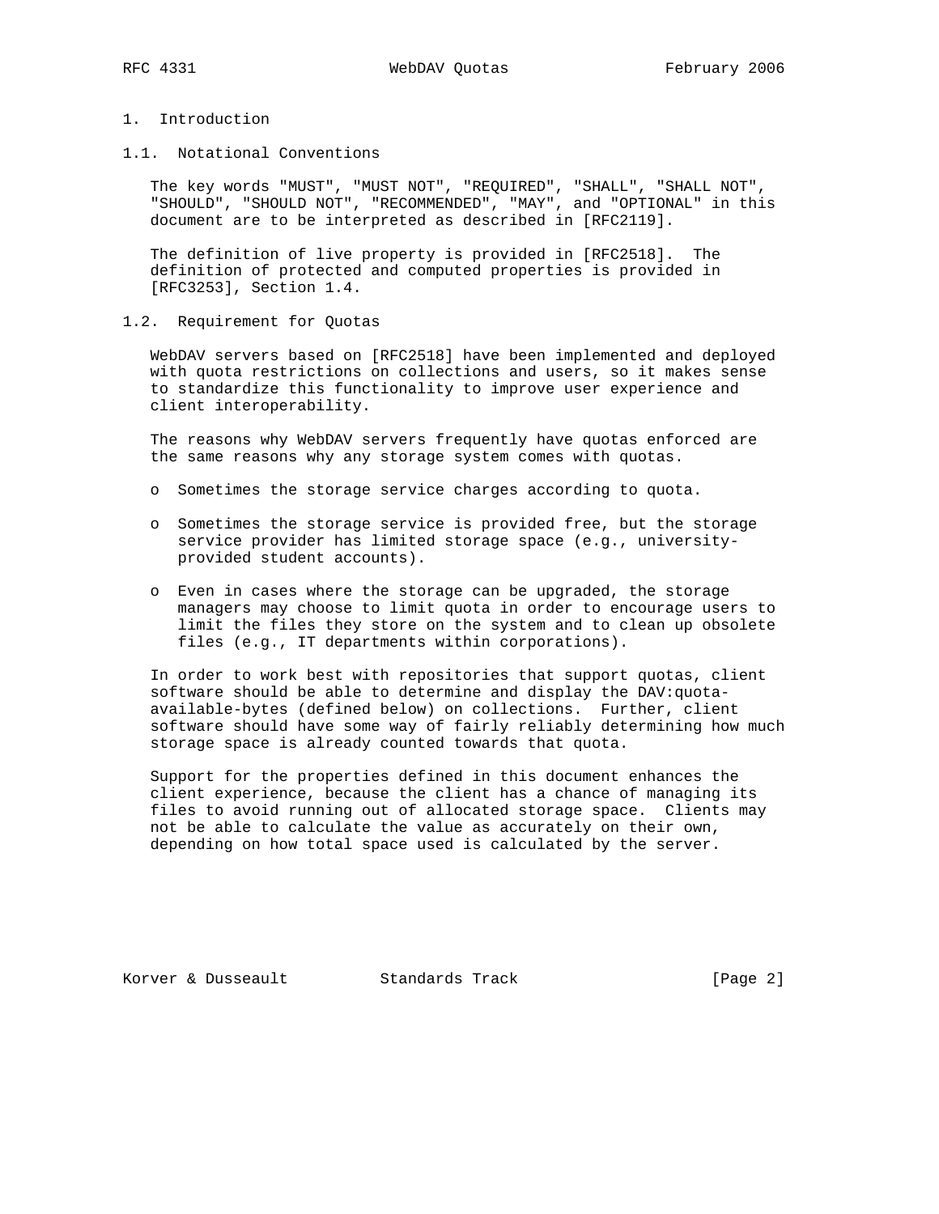# 1. Introduction

## 1.1. Notational Conventions

The key words "MUST", "MUST NOT", "REQUIRED", "SHALL", "SHALL NOT", "SHOULD", "SHOULD NOT", "RECOMMENDED", "MAY", and "OPTIONAL" in this document are to be interpreted as described in [RFC2119].

The definition of live property is provided in [RFC2518]. The definition of protected and computed properties is provided in [RFC3253], Section 1.4.

## 1.2. Requirement for Quotas

WebDAV servers based on [RFC2518] have been implemented and deployed with quota restrictions on collections and users, so it makes sense to standardize this functionality to improve user experience and client interoperability.

The reasons why WebDAV servers frequently have quotas enforced are the same reasons why any storage system comes with quotas.

- Sometimes the storage service charges according to quota.
- Sometimes the storage service is provided free, but the storage service provider has limited storage space (e.g., university-provided student accounts).
- Even in cases where the storage can be upgraded, the storage managers may choose to limit quota in order to encourage users to limit the files they store on the system and to clean up obsolete files (e.g., IT departments within corporations).

In order to work best with repositories that support quotas, client software should be able to determine and display the DAV:quota-available-bytes (defined below) on collections. Further, client software should have some way of fairly reliably determining how much storage space is already counted towards that quota.

Support for the properties defined in this document enhances the client experience, because the client has a chance of managing its files to avoid running out of allocated storage space. Clients may not be able to calculate the value as accurately on their own, depending on how total space used is calculated by the server.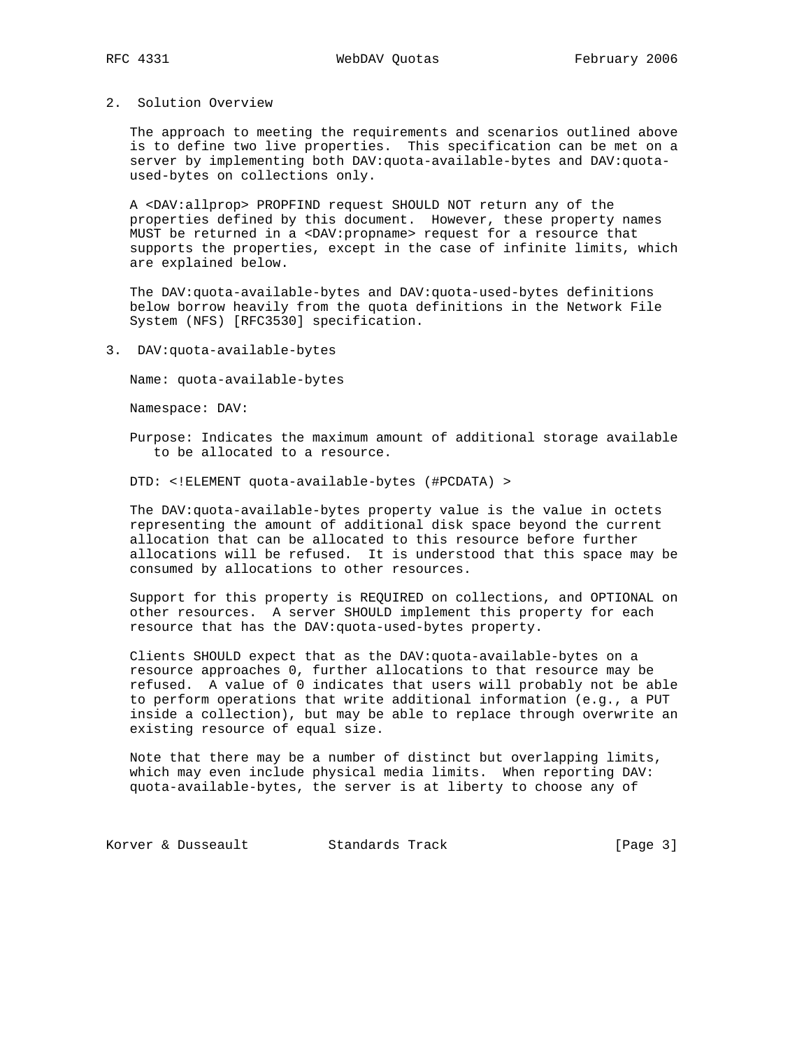## 2. Solution Overview

The approach to meeting the requirements and scenarios outlined above is to define two live properties. This specification can be met on a server by implementing both DAV:quota-available-bytes and DAV:quota-used-bytes on collections only.

A <DAV:allprop> PROPFIND request SHOULD NOT return any of the properties defined by this document. However, these property names MUST be returned in a <DAV:propname> request for a resource that supports the properties, except in the case of infinite limits, which are explained below.

The DAV:quota-available-bytes and DAV:quota-used-bytes definitions below borrow heavily from the quota definitions in the Network File System (NFS) [RFC3530] specification.

## 3. DAV:quota-available-bytes

Name: quota-available-bytes

Namespace: DAV:

Purpose: Indicates the maximum amount of additional storage available to be allocated to a resource.

DTD: <!ELEMENT quota-available-bytes (#PCDATA) >

The DAV:quota-available-bytes property value is the value in octets representing the amount of additional disk space beyond the current allocation that can be allocated to this resource before further allocations will be refused. It is understood that this space may be consumed by allocations to other resources.

Support for this property is REQUIRED on collections, and OPTIONAL on other resources. A server SHOULD implement this property for each resource that has the DAV:quota-used-bytes property.

Clients SHOULD expect that as the DAV:quota-available-bytes on a resource approaches 0, further allocations to that resource may be refused. A value of 0 indicates that users will probably not be able to perform operations that write additional information (e.g., a PUT inside a collection), but may be able to replace through overwrite an existing resource of equal size.

Note that there may be a number of distinct but overlapping limits, which may even include physical media limits. When reporting DAV:quota-available-bytes, the server is at liberty to choose any of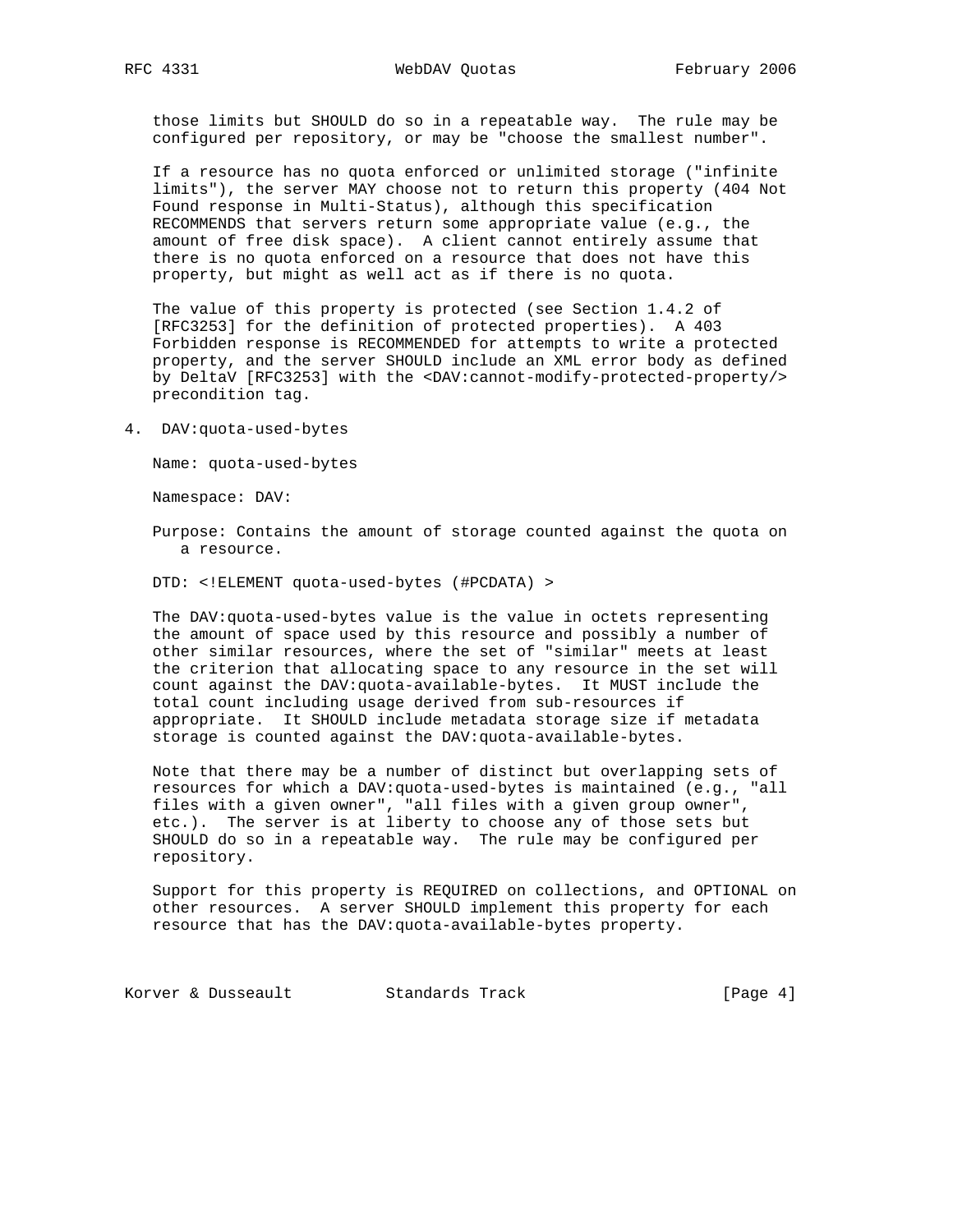those limits but SHOULD do so in a repeatable way. The rule may be configured per repository, or may be "choose the smallest number".

If a resource has no quota enforced or unlimited storage ("infinite limits"), the server MAY choose not to return this property (404 Not Found response in Multi-Status), although this specification RECOMMENDS that servers return some appropriate value (e.g., the amount of free disk space). A client cannot entirely assume that there is no quota enforced on a resource that does not have this property, but might as well act as if there is no quota.

The value of this property is protected (see Section 1.4.2 of [RFC3253] for the definition of protected properties). A 403 Forbidden response is RECOMMENDED for attempts to write a protected property, and the server SHOULD include an XML error body as defined by DeltaV [RFC3253] with the <DAV:cannot-modify-protected-property/> precondition tag.

## 4. DAV:quota-used-bytes

Name: quota-used-bytes

Namespace: DAV:

Purpose: Contains the amount of storage counted against the quota on a resource.

DTD: <!ELEMENT quota-used-bytes (#PCDATA) >

The DAV:quota-used-bytes value is the value in octets representing the amount of space used by this resource and possibly a number of other similar resources, where the set of "similar" meets at least the criterion that allocating space to any resource in the set will count against the DAV:quota-available-bytes. It MUST include the total count including usage derived from sub-resources if appropriate. It SHOULD include metadata storage size if metadata storage is counted against the DAV:quota-available-bytes.

Note that there may be a number of distinct but overlapping sets of resources for which a DAV:quota-used-bytes is maintained (e.g., "all files with a given owner", "all files with a given group owner", etc.). The server is at liberty to choose any of those sets but SHOULD do so in a repeatable way. The rule may be configured per repository.

Support for this property is REQUIRED on collections, and OPTIONAL on other resources. A server SHOULD implement this property for each resource that has the DAV:quota-available-bytes property.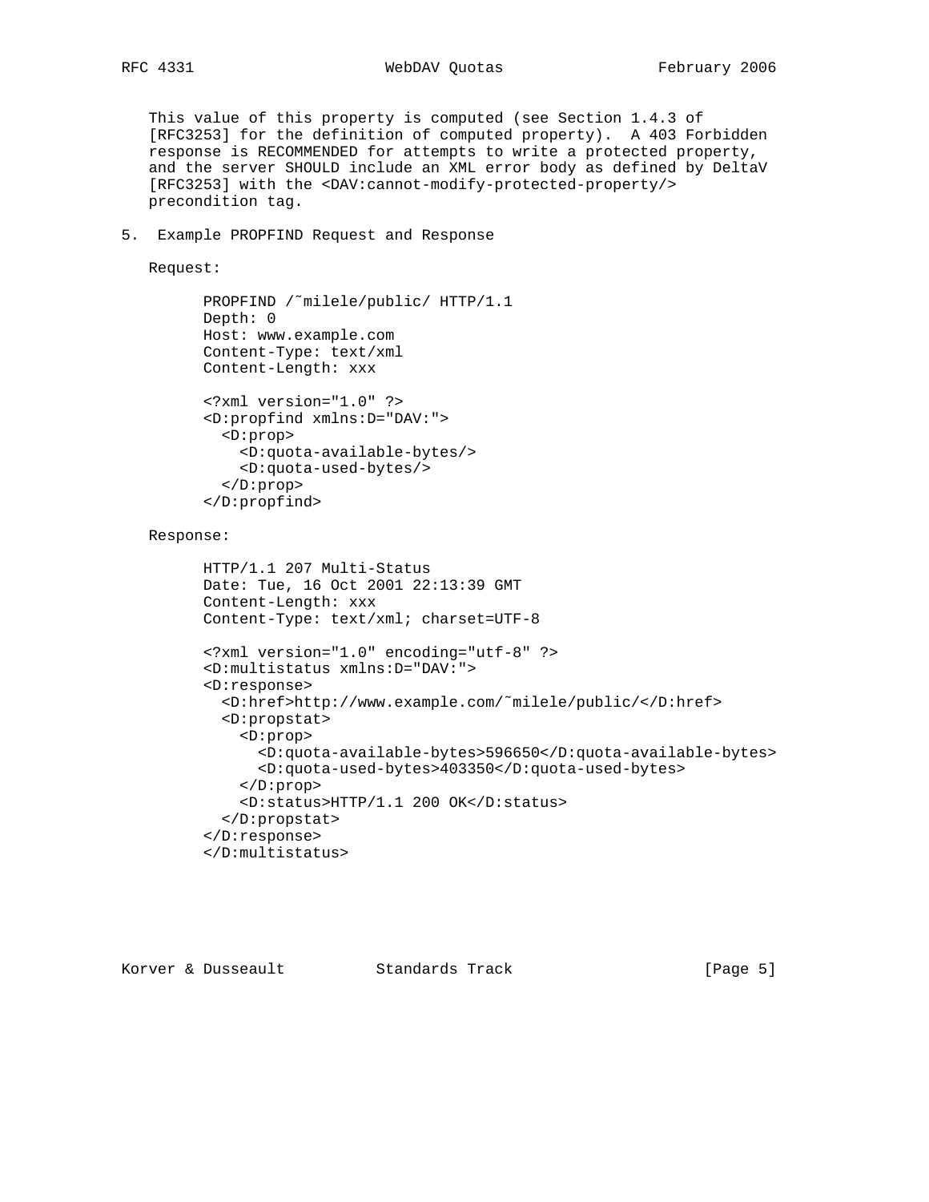This value of this property is computed (see Section 1.4.3 of [RFC3253] for the definition of computed property). A 403 Forbidden response is RECOMMENDED for attempts to write a protected property, and the server SHOULD include an XML error body as defined by DeltaV [RFC3253] with the <DAV:cannot-modify-protected-property/> precondition tag.

## 5. Example PROPFIND Request and Response

Request:

```
PROPFIND /˜milele/public/ HTTP/1.1
Depth: 0
Host: www.example.com
Content-Type: text/xml
Content-Length: xxx

<?xml version="1.0" ?>
<D:propfind xmlns:D="DAV:">
  <D:prop>
    <D:quota-available-bytes/>
    <D:quota-used-bytes/>
  </D:prop>
</D:propfind>
```

Response:

```
HTTP/1.1 207 Multi-Status
Date: Tue, 16 Oct 2001 22:13:39 GMT
Content-Length: xxx
Content-Type: text/xml; charset=UTF-8

<?xml version="1.0" encoding="utf-8" ?>
<D:multistatus xmlns:D="DAV:">
<D:response>
  <D:href>http://www.example.com/˜milele/public/</D:href>
  <D:propstat>
    <D:prop>
      <D:quota-available-bytes>596650</D:quota-available-bytes>
      <D:quota-used-bytes>403350</D:quota-used-bytes>
    </D:prop>
    <D:status>HTTP/1.1 200 OK</D:status>
  </D:propstat>
</D:response>
</D:multistatus>
```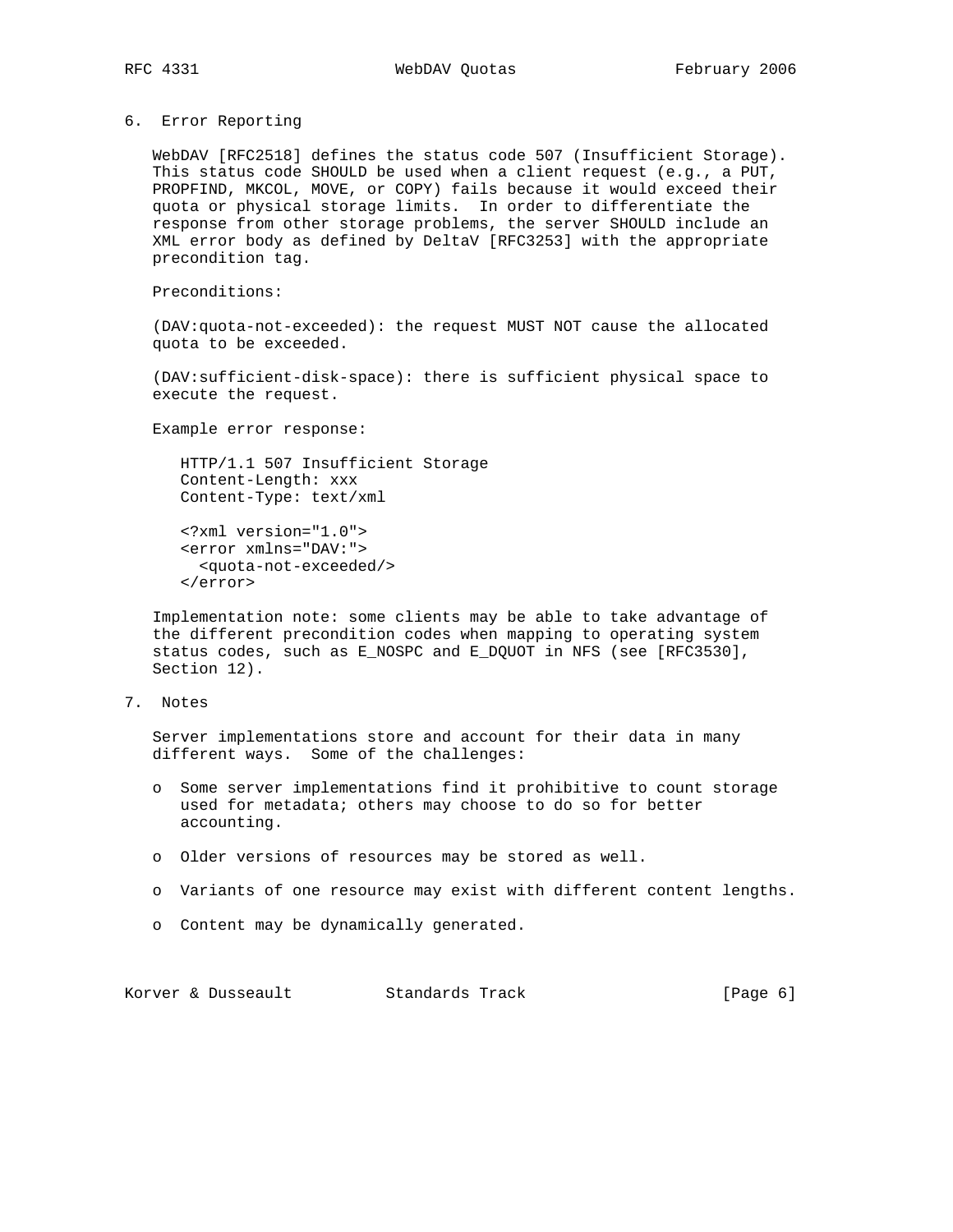## 6. Error Reporting

WebDAV [RFC2518] defines the status code 507 (Insufficient Storage). This status code SHOULD be used when a client request (e.g., a PUT, PROPFIND, MKCOL, MOVE, or COPY) fails because it would exceed their quota or physical storage limits. In order to differentiate the response from other storage problems, the server SHOULD include an XML error body as defined by DeltaV [RFC3253] with the appropriate precondition tag.

Preconditions:

(DAV:quota-not-exceeded): the request MUST NOT cause the allocated quota to be exceeded.

(DAV:sufficient-disk-space): there is sufficient physical space to execute the request.

Example error response:

```
HTTP/1.1 507 Insufficient Storage
Content-Length: xxx
Content-Type: text/xml

<?xml version="1.0">
<error xmlns="DAV:">
  <quota-not-exceeded/>
</error>
```

Implementation note: some clients may be able to take advantage of the different precondition codes when mapping to operating system status codes, such as E_NOSPC and E_DQUOT in NFS (see [RFC3530], Section 12).

## 7. Notes

Server implementations store and account for their data in many different ways. Some of the challenges:

- Some server implementations find it prohibitive to count storage used for metadata; others may choose to do so for better accounting.
- Older versions of resources may be stored as well.
- Variants of one resource may exist with different content lengths.
- Content may be dynamically generated.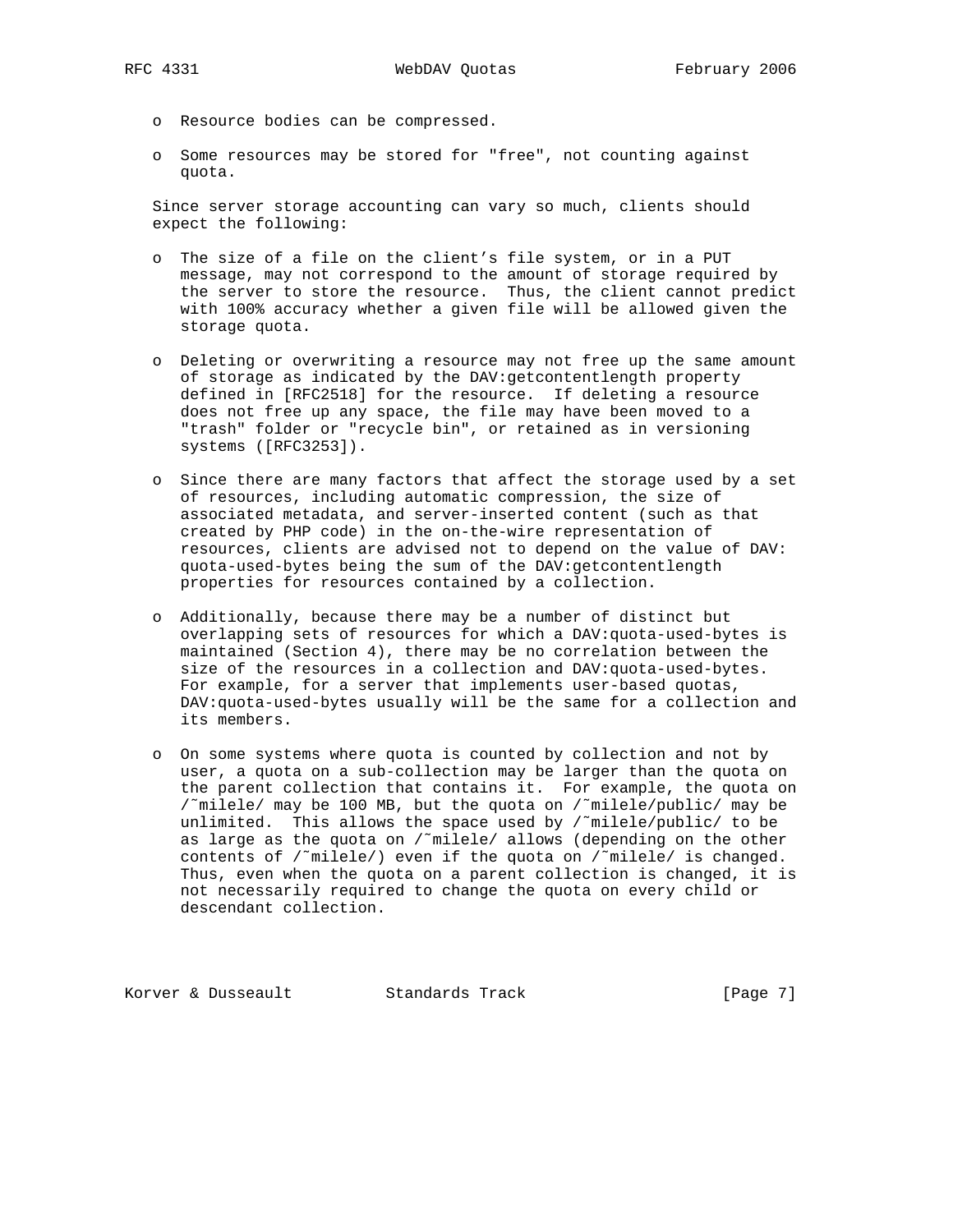- Resource bodies can be compressed.

- Some resources may be stored for "free", not counting against quota.

Since server storage accounting can vary so much, clients should expect the following:

- The size of a file on the client's file system, or in a PUT message, may not correspond to the amount of storage required by the server to store the resource. Thus, the client cannot predict with 100% accuracy whether a given file will be allowed given the storage quota.

- Deleting or overwriting a resource may not free up the same amount of storage as indicated by the DAV:getcontentlength property defined in [RFC2518] for the resource. If deleting a resource does not free up any space, the file may have been moved to a "trash" folder or "recycle bin", or retained as in versioning systems ([RFC3253]).

- Since there are many factors that affect the storage used by a set of resources, including automatic compression, the size of associated metadata, and server-inserted content (such as that created by PHP code) in the on-the-wire representation of resources, clients are advised not to depend on the value of DAV:quota-used-bytes being the sum of the DAV:getcontentlength properties for resources contained by a collection.

- Additionally, because there may be a number of distinct but overlapping sets of resources for which a DAV:quota-used-bytes is maintained (Section 4), there may be no correlation between the size of the resources in a collection and DAV:quota-used-bytes. For example, for a server that implements user-based quotas, DAV:quota-used-bytes usually will be the same for a collection and its members.

- On some systems where quota is counted by collection and not by user, a quota on a sub-collection may be larger than the quota on the parent collection that contains it. For example, the quota on /~milele/ may be 100 MB, but the quota on /~milele/public/ may be unlimited. This allows the space used by /~milele/public/ to be as large as the quota on /~milele/ allows (depending on the other contents of /~milele/) even if the quota on /~milele/ is changed. Thus, even when the quota on a parent collection is changed, it is not necessarily required to change the quota on every child or descendant collection.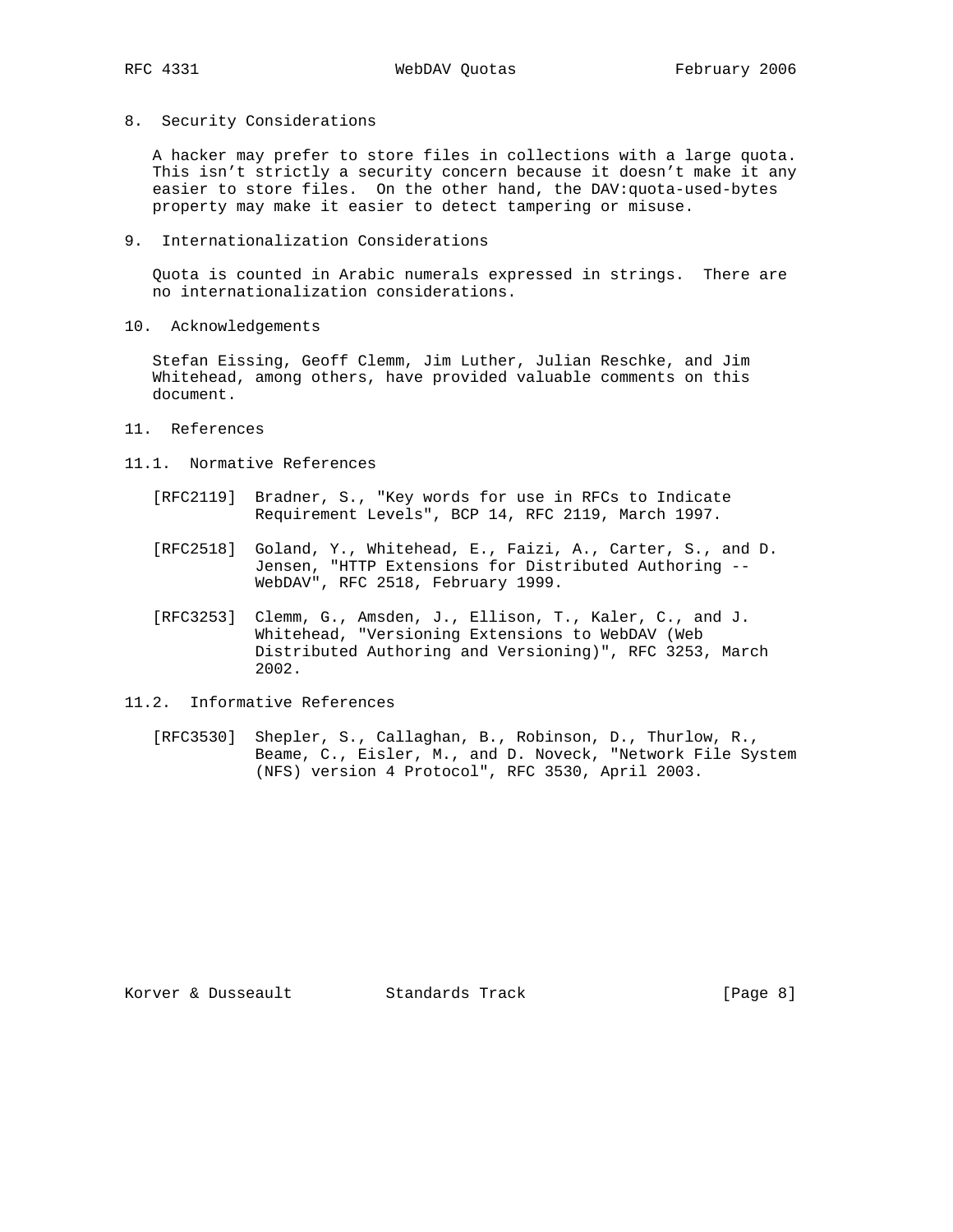## 8. Security Considerations

A hacker may prefer to store files in collections with a large quota. This isn’t strictly a security concern because it doesn’t make it any easier to store files. On the other hand, the DAV:quota-used-bytes property may make it easier to detect tampering or misuse.

## 9. Internationalization Considerations

Quota is counted in Arabic numerals expressed in strings. There are no internationalization considerations.

## 10. Acknowledgements

Stefan Eissing, Geoff Clemm, Jim Luther, Julian Reschke, and Jim Whitehead, among others, have provided valuable comments on this document.

## 11. References

### 11.1. Normative References

[RFC2119] Bradner, S., "Key words for use in RFCs to Indicate Requirement Levels", BCP 14, RFC 2119, March 1997.

[RFC2518] Goland, Y., Whitehead, E., Faizi, A., Carter, S., and D. Jensen, "HTTP Extensions for Distributed Authoring -- WebDAV", RFC 2518, February 1999.

[RFC3253] Clemm, G., Amsden, J., Ellison, T., Kaler, C., and J. Whitehead, "Versioning Extensions to WebDAV (Web Distributed Authoring and Versioning)", RFC 3253, March 2002.

### 11.2. Informative References

[RFC3530] Shepler, S., Callaghan, B., Robinson, D., Thurlow, R., Beame, C., Eisler, M., and D. Noveck, "Network File System (NFS) version 4 Protocol", RFC 3530, April 2003.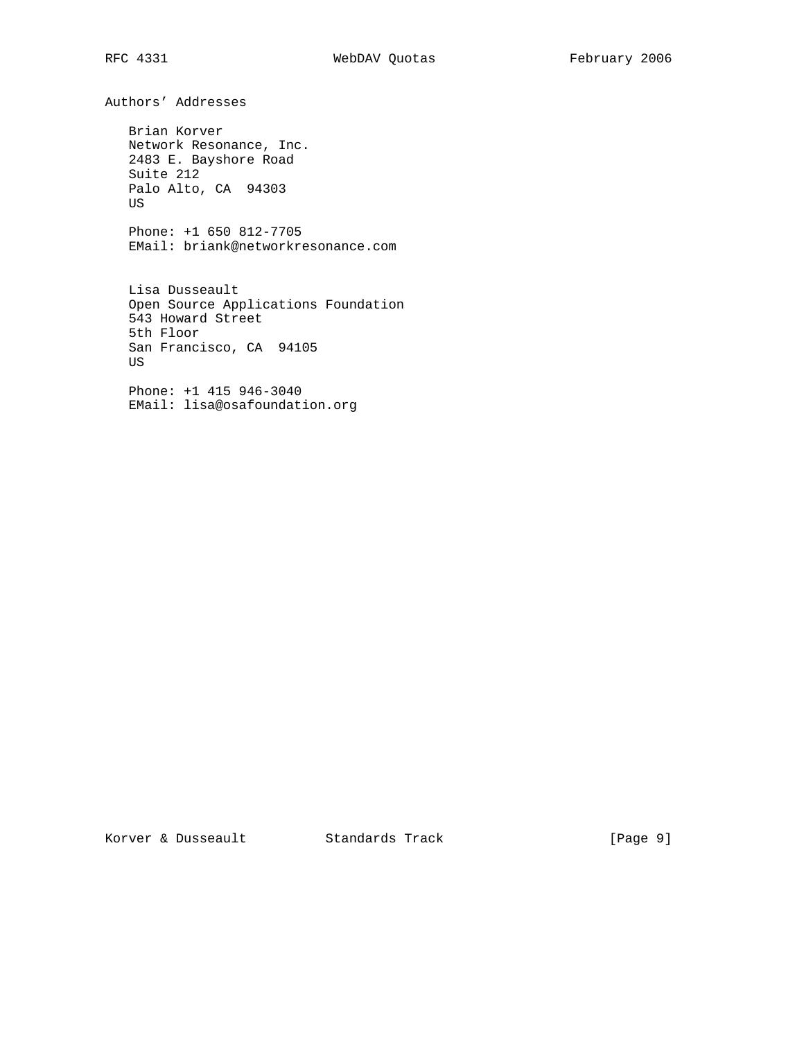## Authors' Addresses

Brian Korver
Network Resonance, Inc.
2483 E. Bayshore Road
Suite 212
Palo Alto, CA  94303
US

Phone: +1 650 812-7705
EMail: briank@networkresonance.com

Lisa Dusseault
Open Source Applications Foundation
543 Howard Street
5th Floor
San Francisco, CA  94105
US

Phone: +1 415 946-3040
EMail: lisa@osafoundation.org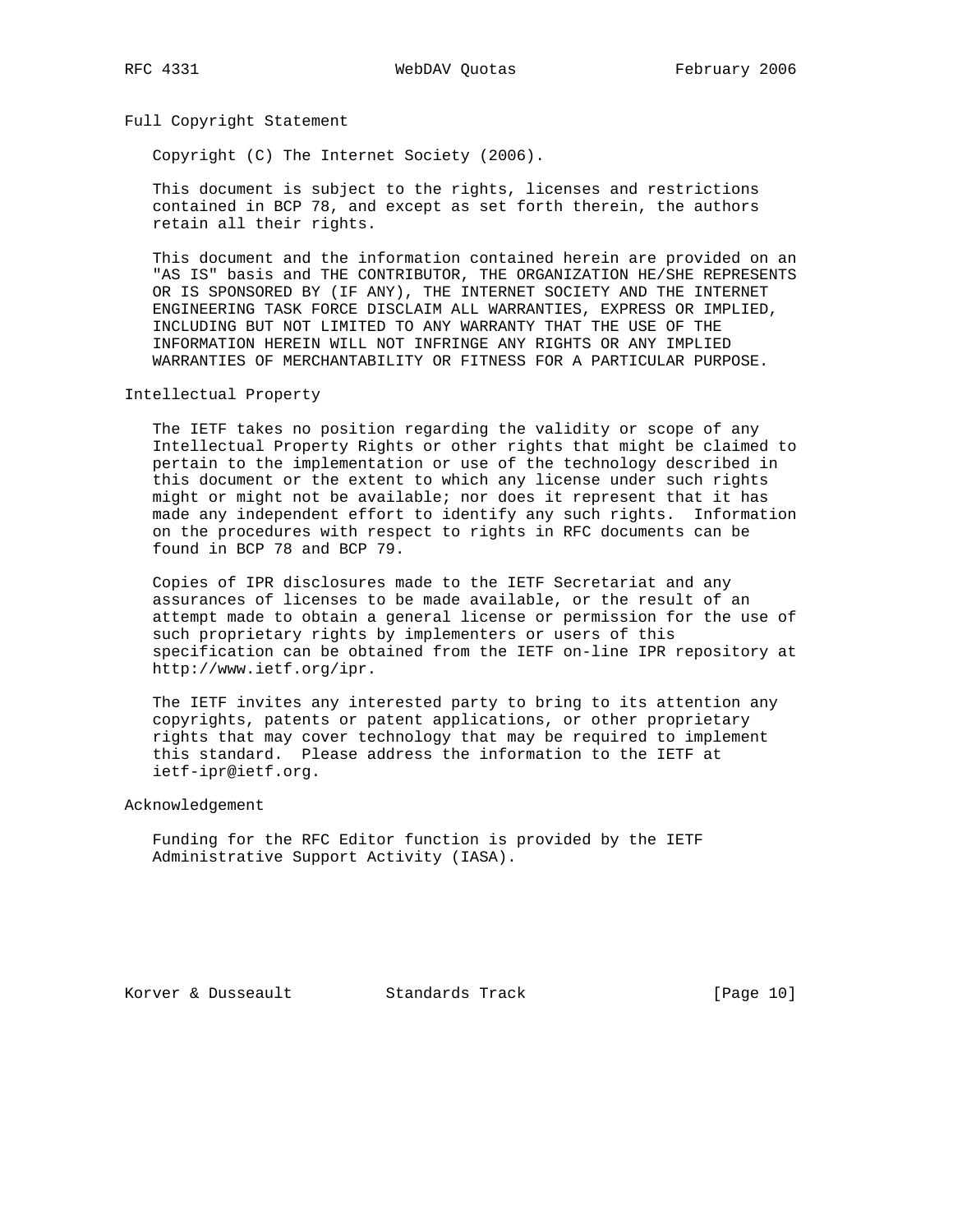## Full Copyright Statement

Copyright (C) The Internet Society (2006).

This document is subject to the rights, licenses and restrictions contained in BCP 78, and except as set forth therein, the authors retain all their rights.

This document and the information contained herein are provided on an "AS IS" basis and THE CONTRIBUTOR, THE ORGANIZATION HE/SHE REPRESENTS OR IS SPONSORED BY (IF ANY), THE INTERNET SOCIETY AND THE INTERNET ENGINEERING TASK FORCE DISCLAIM ALL WARRANTIES, EXPRESS OR IMPLIED, INCLUDING BUT NOT LIMITED TO ANY WARRANTY THAT THE USE OF THE INFORMATION HEREIN WILL NOT INFRINGE ANY RIGHTS OR ANY IMPLIED WARRANTIES OF MERCHANTABILITY OR FITNESS FOR A PARTICULAR PURPOSE.

## Intellectual Property

The IETF takes no position regarding the validity or scope of any Intellectual Property Rights or other rights that might be claimed to pertain to the implementation or use of the technology described in this document or the extent to which any license under such rights might or might not be available; nor does it represent that it has made any independent effort to identify any such rights. Information on the procedures with respect to rights in RFC documents can be found in BCP 78 and BCP 79.

Copies of IPR disclosures made to the IETF Secretariat and any assurances of licenses to be made available, or the result of an attempt made to obtain a general license or permission for the use of such proprietary rights by implementers or users of this specification can be obtained from the IETF on-line IPR repository at http://www.ietf.org/ipr.

The IETF invites any interested party to bring to its attention any copyrights, patents or patent applications, or other proprietary rights that may cover technology that may be required to implement this standard. Please address the information to the IETF at ietf-ipr@ietf.org.

## Acknowledgement

Funding for the RFC Editor function is provided by the IETF Administrative Support Activity (IASA).